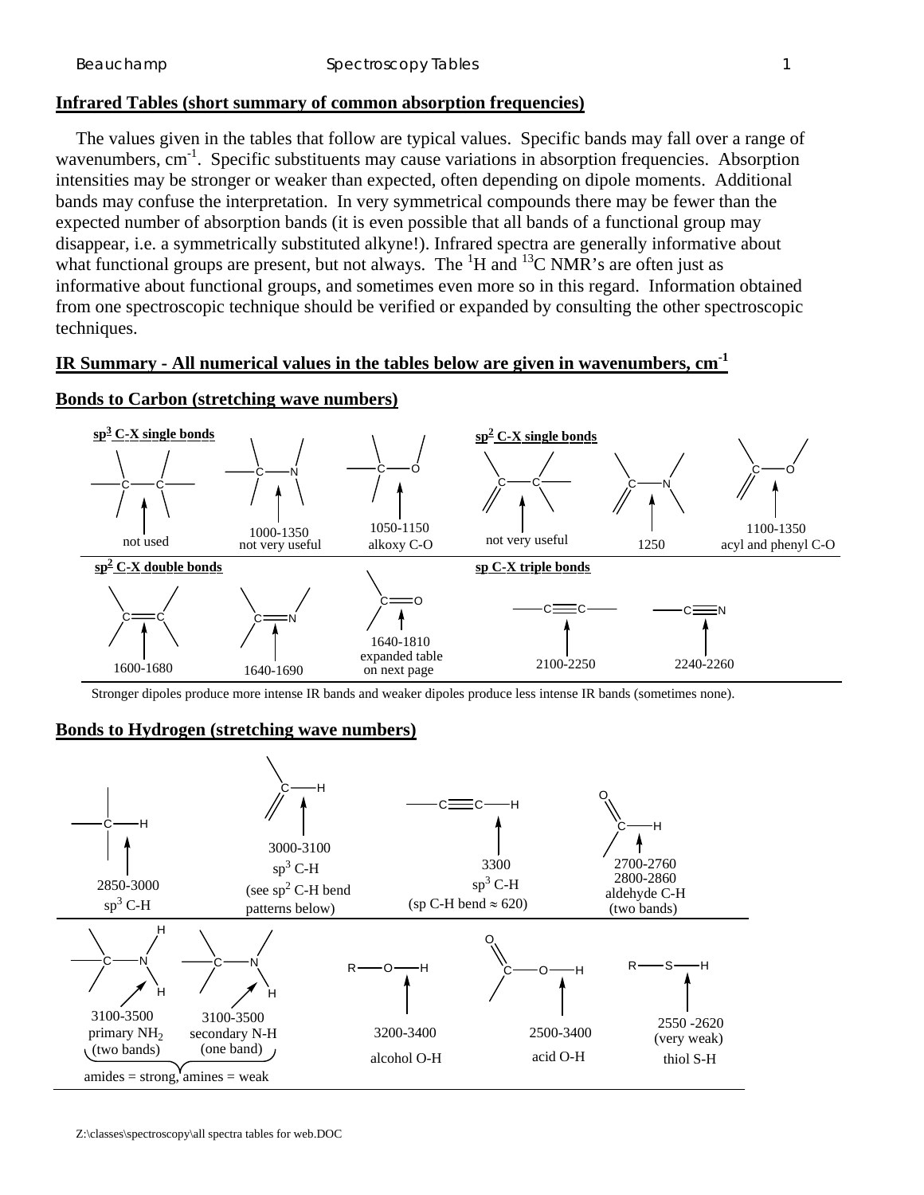## Infrared Tables (short summary of common absorption frequencies)

The values given in the tables that follow are typical values. Specific bands may fall over a range of wavenumbers, $cm^{-1}$. Specific substituents may cause variations in absorption frequencies. Absorption intensities may be stronger or weaker than expected, often depending on dipole moments. Additional bands may confuse the interpretation. In very symmetrical compounds there may be fewer than the expected number of absorption bands (it is even possible that all bands of a functional group may disappear, i.e. a symmetrically substituted alkyne!). Infrared spectra are generally informative about what functional groups are present, but not always. The $^{1}H$ and $^{13}C$ NMR's are often just as informative about functional groups, and sometimes even more so in this regard. Information obtained from one spectroscopic technique should be verified or expanded by consulting the other spectroscopic techniques.

## IR Summary - All numerical values in the tables below are given in wavenumbers, $cm^{-1}$

### Bonds to Carbon (stretching wave numbers)

**$sp^3$ C-X single bonds**

| Bond | Wavenumber |
| --- | --- |
| C—C | not used |
| C—N | 1000-1350 not very useful |
| C—O | 1050-1150 alkoxy C-O |

**$sp^2$ C-X single bonds**

| Bond | Wavenumber |
| --- | --- |
| C—C | not very useful |
| C—N | 1250 |
| C—O | 1100-1350 acyl and phenyl C-O |

**$sp^2$ C-X double bonds**

| Bond | Wavenumber |
| --- | --- |
| C=C | 1600-1680 |
| C=N | 1640-1690 |
| C=O | 1640-1810 expanded table on next page |

**sp C-X triple bonds**

| Bond | Wavenumber |
| --- | --- |
| C≡C | 2100-2250 |
| C≡N | 2240-2260 |

Stronger dipoles produce more intense IR bands and weaker dipoles produce less intense IR bands (sometimes none).

### Bonds to Hydrogen (stretching wave numbers)

| Bond | Wavenumber |
| --- | --- |
| C—H | 2850-3000 $sp^3$ C-H |
| =C—H | 3000-3100 $sp^3$ C-H (see $sp^2$ C-H bend patterns below) |
| C≡C—H | 3300 $sp^3$ C-H (sp C-H bend ≈ 620) |
| O=C—H | 2700-2760 2800-2860 aldehyde C-H (two bands) |
| C—$NH_2$ | 3100-3500 primary $NH_2$ (two bands) |
| C—NH | 3100-3500 secondary N-H (one band) |
| R—O—H | 3200-3400 alcohol O-H |
| O=C—O—H | 2500-3400 acid O-H |
| R—S—H | 2550 -2620 (very weak) thiol S-H |

N-H: amides = strong, amines = weak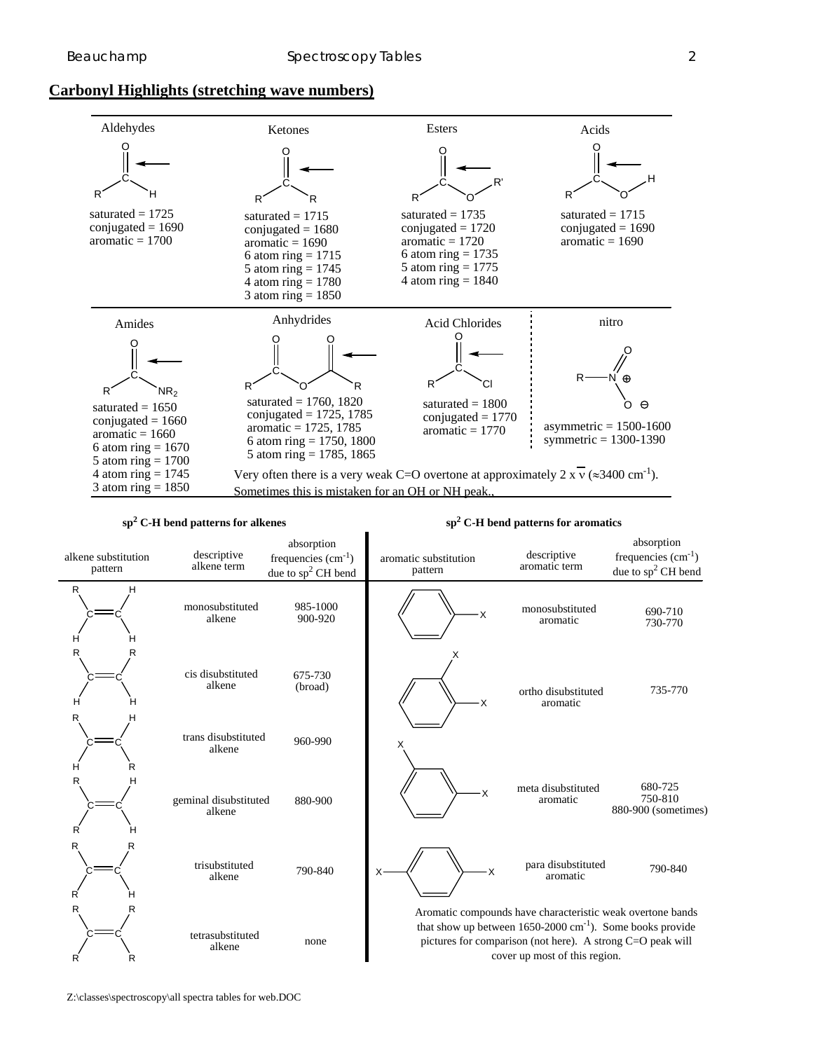## Carbonyl Highlights (stretching wave numbers)

### Aldehydes

(R–C(=O)–H)

- saturated = 1725
- conjugated = 1690
- aromatic = 1700

### Ketones

(R–C(=O)–R)

- saturated = 1715
- conjugated = 1680
- aromatic = 1690
- 6 atom ring = 1715
- 5 atom ring = 1745
- 4 atom ring = 1780
- 3 atom ring = 1850

### Esters

(R–C(=O)–O–R')

- saturated = 1735
- conjugated = 1720
- aromatic = 1720
- 6 atom ring = 1735
- 5 atom ring = 1775
- 4 atom ring = 1840

### Acids

(R–C(=O)–O–H)

- saturated = 1715
- conjugated = 1690
- aromatic = 1690

### Amides

(R–C(=O)–$NR_2$)

- saturated = 1650
- conjugated = 1660
- aromatic = 1660
- 6 atom ring = 1670
- 5 atom ring = 1700
- 4 atom ring = 1745
- 3 atom ring = 1850

### Anhydrides

(R–C(=O)–O–C(=O)–R)

- saturated = 1760, 1820
- conjugated = 1725, 1785
- aromatic = 1725, 1785
- 6 atom ring = 1750, 1800
- 5 atom ring = 1785, 1865

### Acid Chlorides

(R–C(=O)–Cl)

- saturated = 1800
- conjugated = 1770
- aromatic = 1770

### nitro

($R–N^{\oplus}(=O)–O^{\ominus}$)

- asymmetric = 1500-1600
- symmetric = 1300-1390

Very often there is a very weak C=O overtone at approximately 2 x $\bar{\nu}$ (≈3400 $cm^{-1}$). Sometimes this is mistaken for an OH or NH peak.

### $sp^2$ C-H bend patterns for alkenes

| alkene substitution pattern | descriptive alkene term | absorption frequencies ($cm^{-1}$) due to $sp^2$ CH bend |
|---|---|---|
| RHC=CH₂ | monosubstituted alkene | 985-1000, 900-920 |
| RHC=CHR (cis) | cis disubstituted alkene | 675-730 (broad) |
| RHC=CHR (trans) | trans disubstituted alkene | 960-990 |
| $R_2C=CH_2$ | geminal disubstituted alkene | 880-900 |
| $R_2C=CHR$ | trisubstituted alkene | 790-840 |
| $R_2C=CR_2$ | tetrasubstituted alkene | none |

### $sp^2$ C-H bend patterns for aromatics

| aromatic substitution pattern | descriptive aromatic term | absorption frequencies ($cm^{-1}$) due to $sp^2$ CH bend |
|---|---|---|
| C₆H₅–X | monosubstituted aromatic | 690-710, 730-770 |
| 1,2-X₂C₆H₄ | ortho disubstituted aromatic | 735-770 |
| 1,3-X₂C₆H₄ | meta disubstituted aromatic | 680-725, 750-810, 880-900 (sometimes) |
| 1,4-X₂C₆H₄ | para disubstituted aromatic | 790-840 |

Aromatic compounds have characteristic weak overtone bands that show up between 1650-2000 $cm^{-1}$). Some books provide pictures for comparison (not here). A strong C=O peak will cover up most of this region.

Z:\classes\spectroscopy\all spectra tables for web.DOC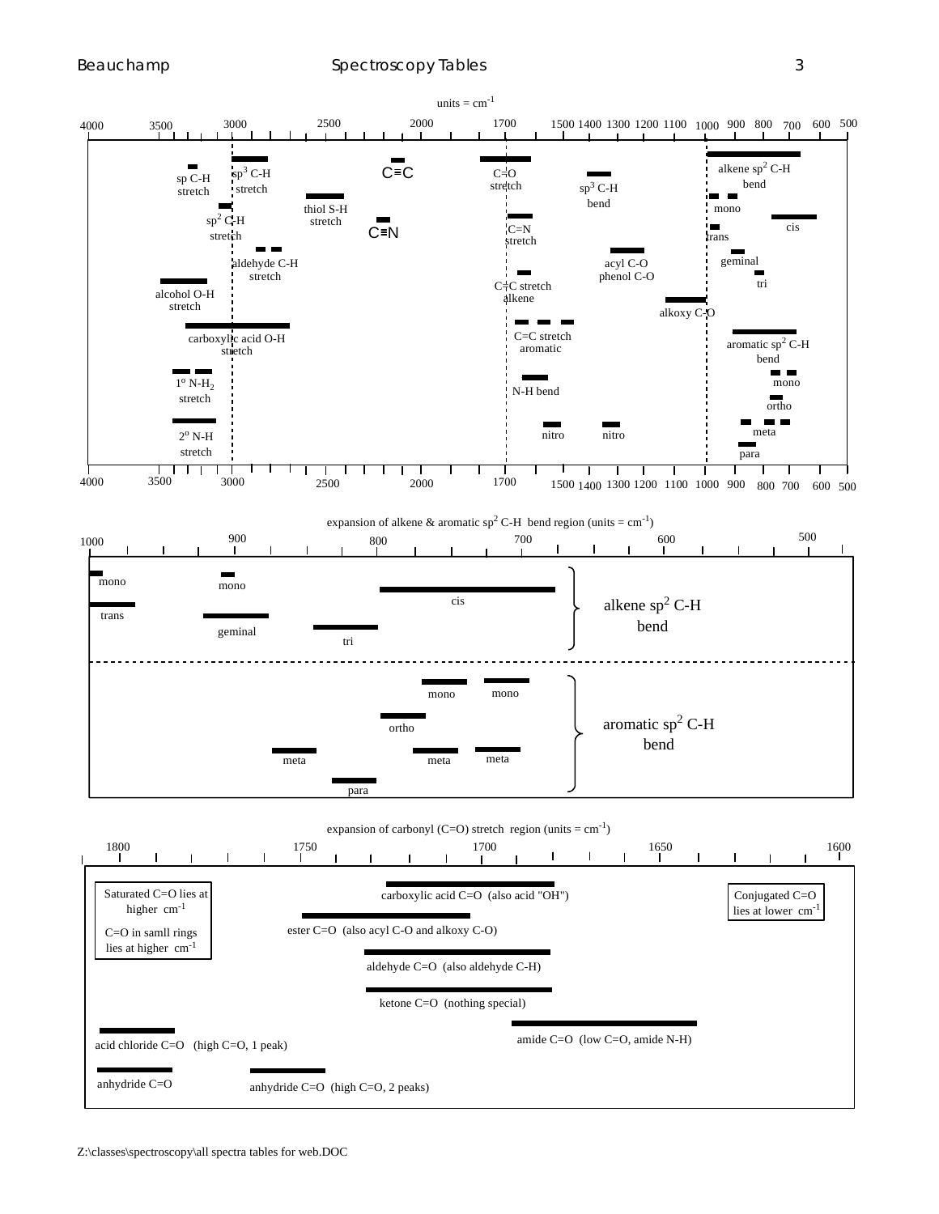units = $cm^{-1}$

4000 3500 3000 2500 2000 1700 1500 1400 1300 1200 1100 1000 900 800 700 600 500

sp C-H stretch

$sp^3$ C-H stretch

$sp^2$ C-H stretch

thiol S-H stretch

C≡C

C≡N

C=O stretch

C=N stretch

$sp^3$ C-H bend

alkene $sp^2$ C-H bend

mono

cis

trans

geminal

tri

aldehyde C-H stretch

acyl C-O phenol C-O

alcohol O-H stretch

C=C stretch alkene

alkoxy C-O

carboxylic acid O-H stretch

C=C stretch aromatic

aromatic $sp^2$ C-H bend

mono

$1^o$ N-$H_2$ stretch

N-H bend

ortho

$2^o$ N-H stretch

nitro

nitro

meta

para

4000 3500 3000 2500 2000 1700 1500 1400 1300 1200 1100 1000 900 800 700 600 500

expansion of alkene & aromatic $sp^2$ C-H bend region (units = $cm^{-1}$)

1000 900 800 700 600 500

alkene $sp^2$ C-H bend: mono, mono, trans, geminal, cis, tri

aromatic $sp^2$ C-H bend: mono, mono, ortho, meta, meta, meta, para

expansion of carbonyl (C=O) stretch region (units = $cm^{-1}$)

1800 1750 1700 1650 1600

Saturated C=O lies at higher $cm^{-1}$

C=O in samll rings lies at higher $cm^{-1}$

Conjugated C=O lies at lower $cm^{-1}$

carboxylic acid C=O (also acid "OH")

ester C=O (also acyl C-O and alkoxy C-O)

aldehyde C=O (also aldehyde C-H)

ketone C=O (nothing special)

amide C=O (low C=O, amide N-H)

acid chloride C=O (high C=O, 1 peak)

anhydride C=O

anhydride C=O (high C=O, 2 peaks)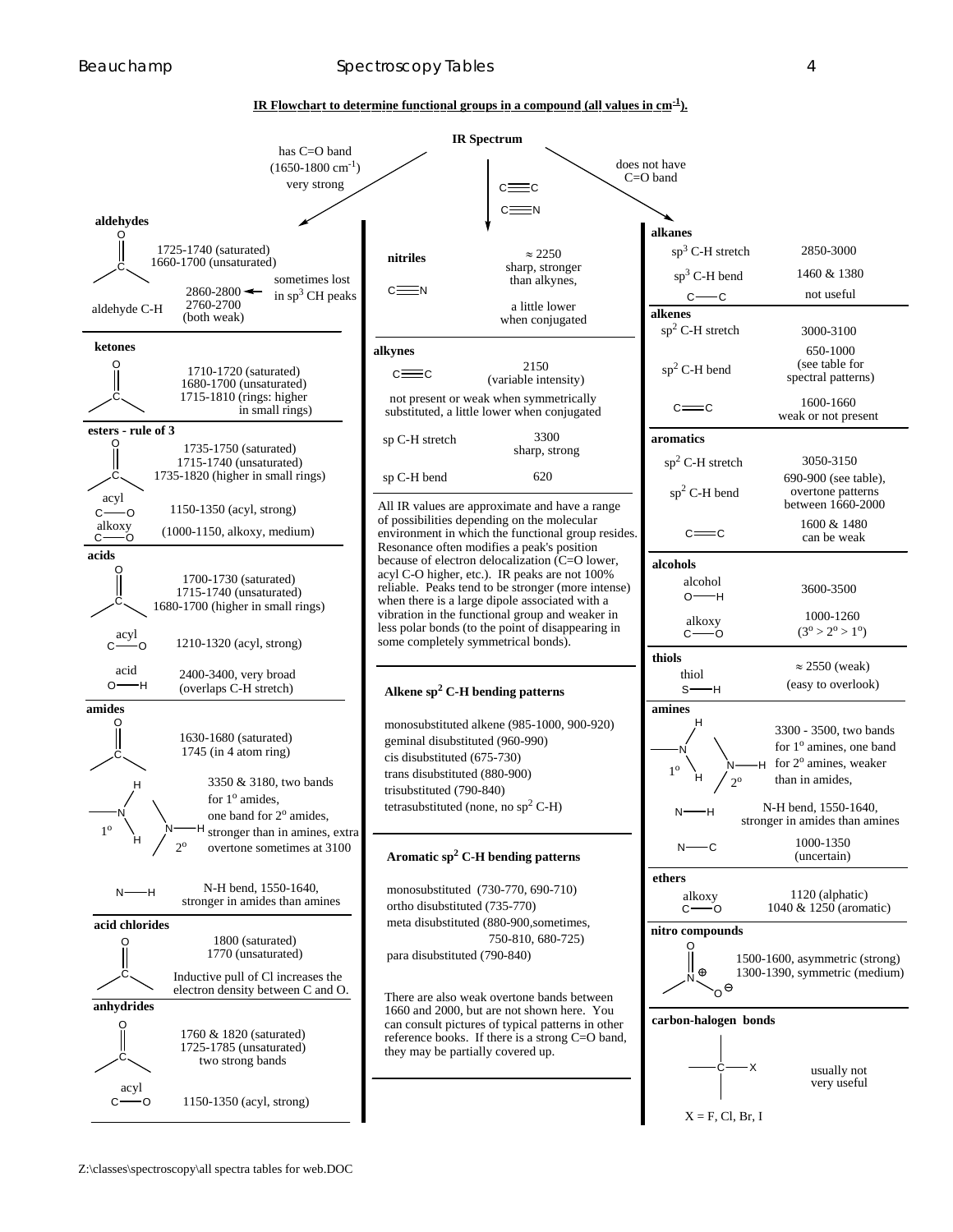## IR Flowchart to determine functional groups in a compound (all values in $cm^{-1}$).

**IR Spectrum**

- has C=O band ($1650\text{-}1800\ cm^{-1}$) very strong
- C≡C, C≡N
- does not have C=O band

### Has C=O band

**aldehydes**

| Group | Values |
|---|---|
| C=O | 1725-1740 (saturated); 1660-1700 (unsaturated) |
| aldehyde C-H | 2860-2800 (sometimes lost in $sp^3$ CH peaks); 2760-2700 (both weak) |

**ketones**

| Group | Values |
|---|---|
| C=O | 1710-1720 (saturated); 1680-1700 (unsaturated); 1715-1810 (rings: higher in small rings) |

**esters - rule of 3**

| Group | Values |
|---|---|
| C=O | 1735-1750 (saturated); 1715-1740 (unsaturated); 1735-1820 (higher in small rings) |
| acyl C—O | 1150-1350 (acyl, strong) |
| alkoxy C—O | (1000-1150, alkoxy, medium) |

**acids**

| Group | Values |
|---|---|
| C=O | 1700-1730 (saturated); 1715-1740 (unsaturated); 1680-1700 (higher in small rings) |
| acyl C—O | 1210-1320 (acyl, strong) |
| acid O—H | 2400-3400, very broad (overlaps C-H stretch) |

**amides**

| Group | Values |
|---|---|
| C=O | 1630-1680 (saturated); 1745 (in 4 atom ring) |
| N-H ($1^o$, $2^o$) | 3350 & 3180, two bands for $1^o$ amides, one band for $2^o$ amides, stronger than in amines, extra overtone sometimes at 3100 |
| N—H | N-H bend, 1550-1640, stronger in amides than amines |

**acid chlorides**

| Group | Values |
|---|---|
| C=O | 1800 (saturated); 1770 (unsaturated) |

Inductive pull of Cl increases the electron density between C and O.

**anhydrides**

| Group | Values |
|---|---|
| C=O | 1760 & 1820 (saturated); 1725-1785 (unsaturated); two strong bands |
| acyl C—O | 1150-1350 (acyl, strong) |

### C≡C, C≡N

**nitriles**

| Group | Values |
|---|---|
| C≡N | ≈ 2250 sharp, stronger than alkynes, a little lower when conjugated |

**alkynes**

| Group | Values |
|---|---|
| C≡C | 2150 (variable intensity); not present or weak when symmetrically substituted, a little lower when conjugated |
| sp C-H stretch | 3300 sharp, strong |
| sp C-H bend | 620 |

All IR values are approximate and have a range of possibilities depending on the molecular environment in which the functional group resides. Resonance often modifies a peak's position because of electron delocalization (C=O lower, acyl C-O higher, etc.). IR peaks are not 100% reliable. Peaks tend to be stronger (more intense) when there is a large dipole associated with a vibration in the functional group and weaker in less polar bonds (to the point of disappearing in some completely symmetrical bonds).

**Alkene $sp^2$ C-H bending patterns**

- monosubstituted alkene (985-1000, 900-920)
- geminal disubstituted (960-990)
- cis disubstituted (675-730)
- trans disubstituted (880-900)
- trisubstituted (790-840)
- tetrasubstituted (none, no $sp^2$ C-H)

**Aromatic $sp^2$ C-H bending patterns**

- monosubstituted (730-770, 690-710)
- ortho disubstituted (735-770)
- meta disubstituted (880-900,sometimes, 750-810, 680-725)
- para disubstituted (790-840)

There are also weak overtone bands between 1660 and 2000, but are not shown here. You can consult pictures of typical patterns in other reference books. If there is a strong C=O band, they may be partially covered up.

### Does not have C=O band

**alkanes**

| Group | Values |
|---|---|
| $sp^3$ C-H stretch | 2850-3000 |
| $sp^3$ C-H bend | 1460 & 1380 |
| C—C | not useful |

**alkenes**

| Group | Values |
|---|---|
| $sp^2$ C-H stretch | 3000-3100 |
| $sp^2$ C-H bend | 650-1000 (see table for spectral patterns) |
| C=C | 1600-1660 weak or not present |

**aromatics**

| Group | Values |
|---|---|
| $sp^2$ C-H stretch | 3050-3150 |
| $sp^2$ C-H bend | 690-900 (see table), overtone patterns between 1660-2000 |
| C=C | 1600 & 1480 can be weak |

**alcohols**

| Group | Values |
|---|---|
| alcohol O—H | 3600-3500 |
| alkoxy C—O | 1000-1260 ($3^o > 2^o > 1^o$) |

**thiols**

| Group | Values |
|---|---|
| thiol S—H | ≈ 2550 (weak) (easy to overlook) |

**amines**

| Group | Values |
|---|---|
| N-H ($1^o$, $2^o$) | 3300 - 3500, two bands for $1^o$ amines, one band for $2^o$ amines, weaker than in amides, |
| N—H | N-H bend, 1550-1640, stronger in amides than amines |
| N—C | 1000-1350 (uncertain) |

**ethers**

| Group | Values |
|---|---|
| alkoxy C—O | 1120 (alphatic); 1040 & 1250 (aromatic) |

**nitro compounds**

| Group | Values |
|---|---|
| $NO_2$ | 1500-1600, asymmetric (strong); 1300-1390, symmetric (medium) |

**carbon-halogen bonds**

| Group | Values |
|---|---|
| C—X (X = F, Cl, Br, I) | usually not very useful |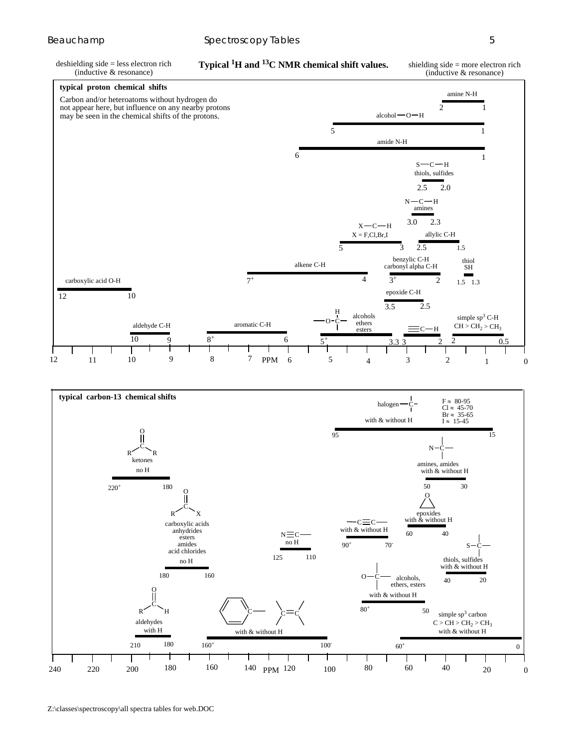deshielding side = less electron rich (inductive & resonance)

## Typical $^1$H and $^{13}$C NMR chemical shift values.

shielding side = more electron rich (inductive & resonance)

### typical proton chemical shifts

Carbon and/or heteroatoms without hydrogen do not appear here, but influence on any nearby protons may be seen in the chemical shifts of the protons.

| Proton type | Range (ppm) |
|---|---|
| amine N-H | 2 – 1 |
| alcohol O–H | 5 – 1 |
| amide N-H | 6 – 1 |
| S–C–H thiols, sulfides | 2.5 – 2.0 |
| N–C–H amines | 3.0 – 2.3 |
| X–C–H, X = F,Cl,Br,I | 5 – 3 |
| allylic C-H | 2.5 – 1.5 |
| benzylic C-H, carbonyl alpha C-H | $3^+$ – 2 |
| thiol SH | 1.5 – 1.3 |
| alkene C-H | $7^+$ – 4 |
| carboxylic acid O-H | 12 – 10 |
| epoxide C-H | 3.5 – 2.5 |
| H–C–O alcohols, ethers, esters | $5^+$ – 3.3 |
| ≡C–H | 3 – 2 |
| simple $sp^3$ C-H, $CH > CH_2 > CH_3$ | 2 – 0.5 |
| aldehyde C-H | 10 – 9 |
| aromatic C-H | $8^+$ – 6 |

PPM scale: 12 – 0

### typical carbon-13 chemical shifts

| Carbon type | Range (ppm) |
|---|---|
| halogen–C (with & without H): F ≈ 80-95, Cl ≈ 45-70, Br ≈ 35-65, I ≈ 15-45 | 95 – 15 |
| N–C amines, amides (with & without H) | 50 – 30 |
| ketones R–C(=O)–R (no H) | $220^+$ – 180 |
| epoxides (with & without H) | 60 – 40 |
| R–C(=O)–X carboxylic acids, anhydrides, esters, amides, acid chlorides (no H) | 180 – 160 |
| N≡C– (no H) | 125 – 110 |
| –C≡C– (with & without H) | $90^+$ – $70^-$ |
| S–C thiols, sulfides (with & without H) | 40 – 20 |
| O–C alcohols, ethers, esters (with & without H) | $80^+$ – 50 |
| aldehydes R–C(=O)–H (with H) | 210 – 180 |
| aromatic C, alkene C=C (with & without H) | $160^+$ – $100^-$ |
| simple $sp^3$ carbon, $C > CH > CH_2 > CH_3$ (with & without H) | $60^+$ – 0 |

PPM scale: 240 – 0

Z:\classes\spectroscopy\all spectra tables for web.DOC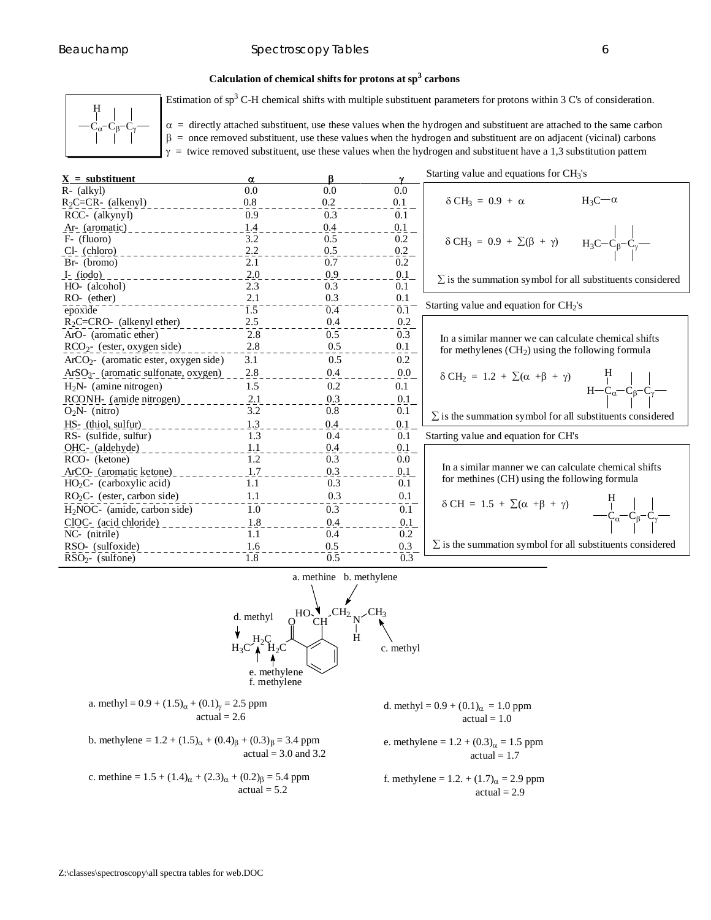## Calculation of chemical shifts for protons at $sp^3$ carbons

Estimation of $sp^3$ C-H chemical shifts with multiple substituent parameters for protons within 3 C's of consideration.

$\alpha$ = directly attached substituent, use these values when the hydrogen and substituent are attached to the same carbon
$\beta$ = once removed substituent, use these values when the hydrogen and substituent are on adjacent (vicinal) carbons
$\gamma$ = twice removed substituent, use these values when the hydrogen and substituent have a 1,3 substitution pattern

| X = substituent | $\alpha$ | $\beta$ | $\gamma$ |
|---|---|---|---|
| R- (alkyl) | 0.0 | 0.0 | 0.0 |
| $R_2C$=CR- (alkenyl) | 0.8 | 0.2 | 0.1 |
| RCC- (alkynyl) | 0.9 | 0.3 | 0.1 |
| Ar- (aromatic) | 1.4 | 0.4 | 0.1 |
| F- (fluoro) | 3.2 | 0.5 | 0.2 |
| Cl- (chloro) | 2.2 | 0.5 | 0.2 |
| Br- (bromo) | 2.1 | 0.7 | 0.2 |
| I- (iodo) | 2.0 | 0.9 | 0.1 |
| HO- (alcohol) | 2.3 | 0.3 | 0.1 |
| RO- (ether) | 2.1 | 0.3 | 0.1 |
| epoxide | 1.5 | 0.4 | 0.1 |
| $R_2C$=CRO- (alkenyl ether) | 2.5 | 0.4 | 0.2 |
| ArO- (aromatic ether) | 2.8 | 0.5 | 0.3 |
| $RCO_2$- (ester, oxygen side) | 2.8 | 0.5 | 0.1 |
| $ArCO_2$- (aromatic ester, oxygen side) | 3.1 | 0.5 | 0.2 |
| $ArSO_3$- (aromatic sulfonate, oxygen) | 2.8 | 0.4 | 0.0 |
| $H_2N$- (amine nitrogen) | 1.5 | 0.2 | 0.1 |
| RCONH- (amide nitrogen) | 2.1 | 0.3 | 0.1 |
| $O_2N$- (nitro) | 3.2 | 0.8 | 0.1 |
| HS- (thiol, sulfur) | 1.3 | 0.4 | 0.1 |
| RS- (sulfide, sulfur) | 1.3 | 0.4 | 0.1 |
| OHC- (aldehyde) | 1.1 | 0.4 | 0.1 |
| RCO- (ketone) | 1.2 | 0.3 | 0.0 |
| ArCO- (aromatic ketone) | 1.7 | 0.3 | 0.1 |
| $HO_2C$- (carboxylic acid) | 1.1 | 0.3 | 0.1 |
| $RO_2C$- (ester, carbon side) | 1.1 | 0.3 | 0.1 |
| $H_2NOC$- (amide, carbon side) | 1.0 | 0.3 | 0.1 |
| ClOC- (acid chloride) | 1.8 | 0.4 | 0.1 |
| NC- (nitrile) | 1.1 | 0.4 | 0.2 |
| RSO- (sulfoxide) | 1.6 | 0.5 | 0.3 |
| $RSO_2$- (sulfone) | 1.8 | 0.5 | 0.3 |

**Starting value and equations for $CH_3$'s**

$\delta\ CH_3 = 0.9 + \alpha$  ($H_3C—\alpha$)

$\delta\ CH_3 = 0.9 + \Sigma(\beta + \gamma)$  ($H_3C—C_\beta—C_\gamma—$)

$\Sigma$ is the summation symbol for all substituents considered

**Starting value and equation for $CH_2$'s**

In a similar manner we can calculate chemical shifts for methylenes ($CH_2$) using the following formula

$\delta\ CH_2 = 1.2 + \Sigma(\alpha + \beta + \gamma)$  ($H—C_\alpha—C_\beta—C_\gamma—$)

$\Sigma$ is the summation symbol for all substituents considered

**Starting value and equation for CH's**

In a similar manner we can calculate chemical shifts for methines (CH) using the following formula

$\delta\ CH = 1.5 + \Sigma(\alpha + \beta + \gamma)$  ($—C_\alpha—C_\beta—C_\gamma—$)

$\Sigma$ is the summation symbol for all substituents considered

a. methine   b. methylene   c. methyl   d. methyl   e. methylene   f. methylene

a. methyl = $0.9 + (1.5)_\alpha + (0.1)_\gamma = 2.5$ ppm
actual = 2.6

b. methylene = $1.2 + (1.5)_\alpha + (0.4)_\beta + (0.3)_\beta = 3.4$ ppm
actual = 3.0 and 3.2

c. methine = $1.5 + (1.4)_\alpha + (2.3)_\alpha + (0.2)_\beta = 5.4$ ppm
actual = 5.2

d. methyl = $0.9 + (0.1)_\alpha = 1.0$ ppm
actual = 1.0

e. methylene = $1.2 + (0.3)_\alpha = 1.5$ ppm
actual = 1.7

f. methylene = $1.2. + (1.7)_\alpha = 2.9$ ppm
actual = 2.9

Z:\classes\spectroscopy\all spectra tables for web.DOC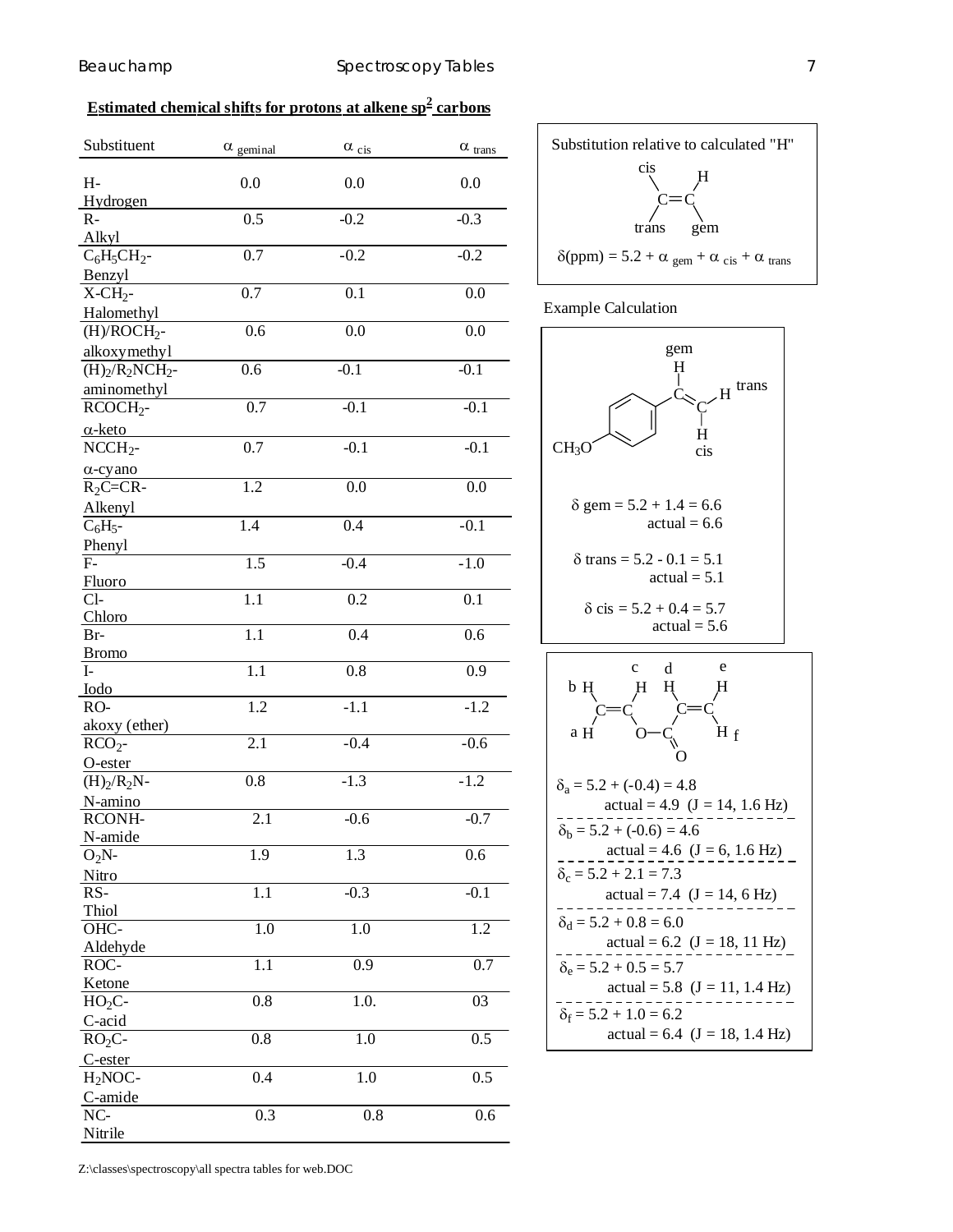## Estimated chemical shifts for protons at alkene sp$^2$ carbons

| Substituent | $\alpha_{geminal}$ | $\alpha_{cis}$ | $\alpha_{trans}$ |
|---|---|---|---|
| H- Hydrogen | 0.0 | 0.0 | 0.0 |
| R- Alkyl | 0.5 | -0.2 | -0.3 |
| $C_6H_5CH_2$- Benzyl | 0.7 | -0.2 | -0.2 |
| X-$CH_2$- Halomethyl | 0.7 | 0.1 | 0.0 |
| (H)/$ROCH_2$- alkoxymethyl | 0.6 | 0.0 | 0.0 |
| $(H)_2/R_2NCH_2$- aminomethyl | 0.6 | -0.1 | -0.1 |
| $RCOCH_2$- $\alpha$-keto | 0.7 | -0.1 | -0.1 |
| $NCCH_2$- $\alpha$-cyano | 0.7 | -0.1 | -0.1 |
| $R_2C$=CR- Alkenyl | 1.2 | 0.0 | 0.0 |
| $C_6H_5$- Phenyl | 1.4 | 0.4 | -0.1 |
| F- Fluoro | 1.5 | -0.4 | -1.0 |
| Cl- Chloro | 1.1 | 0.2 | 0.1 |
| Br- Bromo | 1.1 | 0.4 | 0.6 |
| I- Iodo | 1.1 | 0.8 | 0.9 |
| RO- akoxy (ether) | 1.2 | -1.1 | -1.2 |
| $RCO_2$- O-ester | 2.1 | -0.4 | -0.6 |
| $(H)_2/R_2N$- N-amino | 0.8 | -1.3 | -1.2 |
| RCONH- N-amide | 2.1 | -0.6 | -0.7 |
| $O_2N$- Nitro | 1.9 | 1.3 | 0.6 |
| RS- Thiol | 1.1 | -0.3 | -0.1 |
| OHC- Aldehyde | 1.0 | 1.0 | 1.2 |
| ROC- Ketone | 1.1 | 0.9 | 0.7 |
| $HO_2C$- C-acid | 0.8 | 1.0. | 03 |
| $RO_2C$- C-ester | 0.8 | 1.0 | 0.5 |
| $H_2NOC$- C-amide | 0.4 | 1.0 | 0.5 |
| NC- Nitrile | 0.3 | 0.8 | 0.6 |

Substitution relative to calculated "H"

(cis, trans, gem positions relative to H on C=C)

$$\delta(ppm) = 5.2 + \alpha_{gem} + \alpha_{cis} + \alpha_{trans}$$

Example Calculation

($CH_3O$–$C_6H_4$–CH=CH$_2$; gem H, trans H, cis H)

$\delta$ gem = 5.2 + 1.4 = 6.6
actual = 6.6

$\delta$ trans = 5.2 - 0.1 = 5.1
actual = 5.1

$\delta$ cis = 5.2 + 0.4 = 5.7
actual = 5.6

(vinyl acrylate: H$_a$, H$_b$, H$_c$ on O–CH=CH$_2$; H$_d$, H$_e$, H$_f$ on C(=O)–CH=CH$_2$)

$\delta_a$ = 5.2 + (-0.4) = 4.8
actual = 4.9 (J = 14, 1.6 Hz)

$\delta_b$ = 5.2 + (-0.6) = 4.6
actual = 4.6 (J = 6, 1.6 Hz)

$\delta_c$ = 5.2 + 2.1 = 7.3
actual = 7.4 (J = 14, 6 Hz)

$\delta_d$ = 5.2 + 0.8 = 6.0
actual = 6.2 (J = 18, 11 Hz)

$\delta_e$ = 5.2 + 0.5 = 5.7
actual = 5.8 (J = 11, 1.4 Hz)

$\delta_f$ = 5.2 + 1.0 = 6.2
actual = 6.4 (J = 18, 1.4 Hz)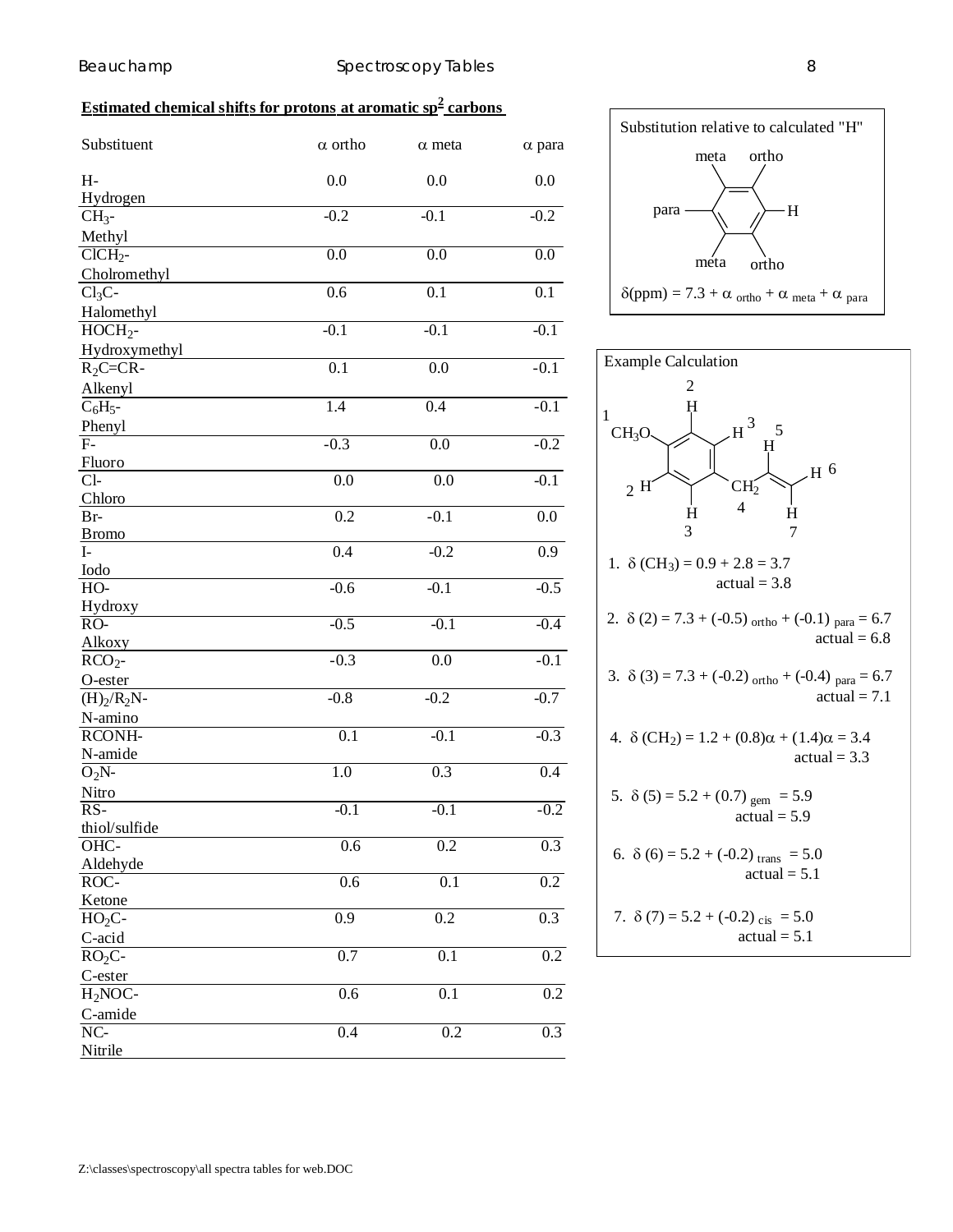## Estimated chemical shifts for protons at aromatic $sp^2$ carbons

| Substituent | $\alpha$ ortho | $\alpha$ meta | $\alpha$ para |
|---|---|---|---|
| H- Hydrogen | 0.0 | 0.0 | 0.0 |
| $CH_3$- Methyl | -0.2 | -0.1 | -0.2 |
| $ClCH_2$- Cholromethyl | 0.0 | 0.0 | 0.0 |
| $Cl_3C$- Halomethyl | 0.6 | 0.1 | 0.1 |
| $HOCH_2$- Hydroxymethyl | -0.1 | -0.1 | -0.1 |
| $R_2C{=}CR$- Alkenyl | 0.1 | 0.0 | -0.1 |
| $C_6H_5$- Phenyl | 1.4 | 0.4 | -0.1 |
| F- Fluoro | -0.3 | 0.0 | -0.2 |
| Cl- Chloro | 0.0 | 0.0 | -0.1 |
| Br- Bromo | 0.2 | -0.1 | 0.0 |
| I- Iodo | 0.4 | -0.2 | 0.9 |
| HO- Hydroxy | -0.6 | -0.1 | -0.5 |
| RO- Alkoxy | -0.5 | -0.1 | -0.4 |
| $RCO_2$- O-ester | -0.3 | 0.0 | -0.1 |
| $(H)_2/R_2N$- N-amino | -0.8 | -0.2 | -0.7 |
| RCONH- N-amide | 0.1 | -0.1 | -0.3 |
| $O_2N$- Nitro | 1.0 | 0.3 | 0.4 |
| RS- thiol/sulfide | -0.1 | -0.1 | -0.2 |
| OHC- Aldehyde | 0.6 | 0.2 | 0.3 |
| ROC- Ketone | 0.6 | 0.1 | 0.2 |
| $HO_2C$- C-acid | 0.9 | 0.2 | 0.3 |
| $RO_2C$- C-ester | 0.7 | 0.1 | 0.2 |
| $H_2NOC$- C-amide | 0.6 | 0.1 | 0.2 |
| NC- Nitrile | 0.4 | 0.2 | 0.3 |

**Substitution relative to calculated "H"**

(Benzene ring diagram: H position with ortho, meta, para positions labeled)

$$\delta(\text{ppm}) = 7.3 + \alpha_{\text{ortho}} + \alpha_{\text{meta}} + \alpha_{\text{para}}$$

**Example Calculation**

(Structure: $CH_3O$ (1) on benzene ring with H's labeled 2, 2, 3, 3; $CH_2$ (4) attached to vinyl group with H's 5, 6, 7)

1. $\delta(CH_3) = 0.9 + 2.8 = 3.7$
   actual = 3.8

2. $\delta(2) = 7.3 + (-0.5)_{\text{ortho}} + (-0.1)_{\text{para}} = 6.7$
   actual = 6.8

3. $\delta(3) = 7.3 + (-0.2)_{\text{ortho}} + (-0.4)_{\text{para}} = 6.7$
   actual = 7.1

4. $\delta(CH_2) = 1.2 + (0.8)\alpha + (1.4)\alpha = 3.4$
   actual = 3.3

5. $\delta(5) = 5.2 + (0.7)_{\text{gem}} = 5.9$
   actual = 5.9

6. $\delta(6) = 5.2 + (-0.2)_{\text{trans}} = 5.0$
   actual = 5.1

7. $\delta(7) = 5.2 + (-0.2)_{\text{cis}} = 5.0$
   actual = 5.1

Z:\classes\spectroscopy\all spectra tables for web.DOC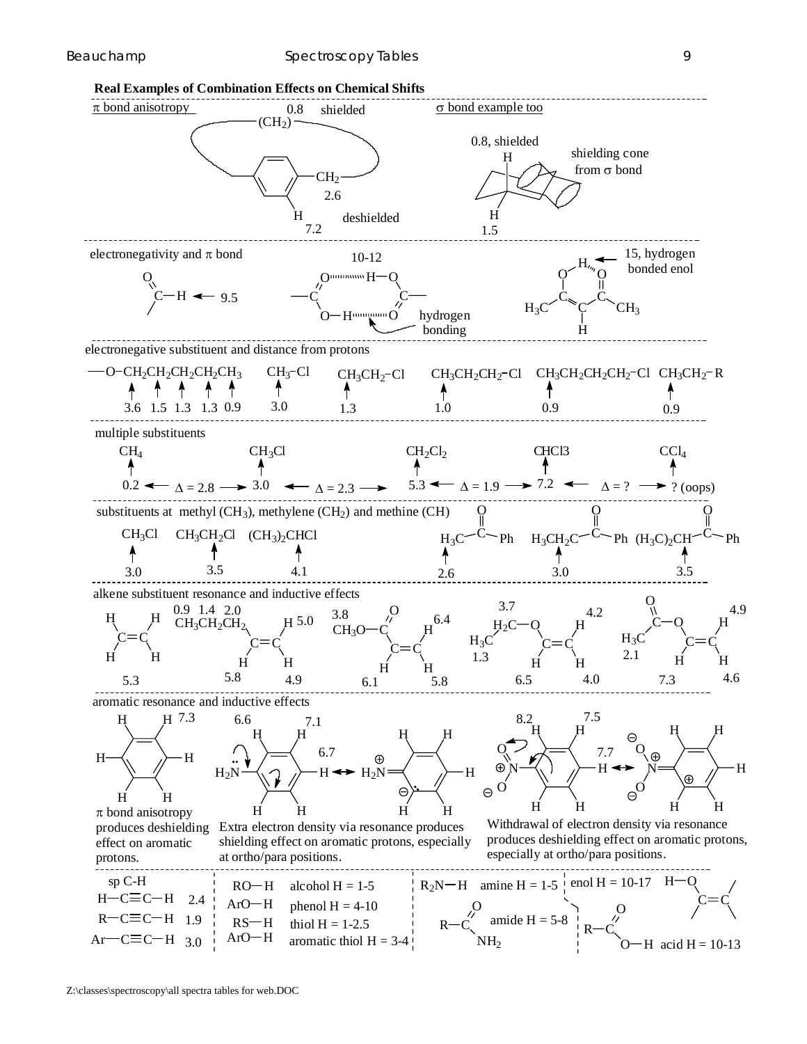## Real Examples of Combination Effects on Chemical Shifts

**π bond anisotropy**

- $(CH_2)$ bridging chain over benzene ring: 0.8, shielded
- $CH_2$ attached to ring: 2.6
- Aromatic H: 7.2, deshielded

**σ bond example too**

- H (inside shielding cone from σ bond): 0.8, shielded
- H: 1.5

**electronegativity and π bond**

- Aldehyde C–H: 9.5
- Carboxylic acid dimer O–H: 10-12 (hydrogen bonding)
- 15, hydrogen bonded enol ($H_3C$–C(OH)=CH–C(=O)–$CH_3$)

**electronegative substituent and distance from protons**

| Structure | Shifts |
|---|---|
| —O–$CH_2CH_2CH_2CH_2CH_3$ | 3.6, 1.5, 1.3, 1.3, 0.9 |
| $CH_3$–Cl | 3.0 |
| $CH_3CH_2$–Cl | 1.3 |
| $CH_3CH_2CH_2$–Cl | 1.0 |
| $CH_3CH_2CH_2CH_2$–Cl | 0.9 |
| $CH_3CH_2$–R | 0.9 |

**multiple substituents**

| $CH_4$ | | $CH_3Cl$ | | $CH_2Cl_2$ | | $CHCl_3$ | | $CCl_4$ |
|---|---|---|---|---|---|---|---|---|
| 0.2 | Δ = 2.8 | 3.0 | Δ = 2.3 | 5.3 | Δ = 1.9 | 7.2 | Δ = ? | ? (oops) |

**substituents at methyl ($CH_3$), methylene ($CH_2$) and methine (CH)**

| $CH_3Cl$ | $CH_3CH_2Cl$ | $(CH_3)_2CHCl$ | $H_3C$–C(=O)–Ph | $H_3CH_2C$–C(=O)–Ph | $(H_3C)_2CH$–C(=O)–Ph |
|---|---|---|---|---|---|
| 3.0 | 3.5 | 4.1 | 2.6 | 3.0 | 3.5 |

**alkene substituent resonance and inductive effects**

- Ethylene $H_2C=CH_2$: 5.3
- $CH_3CH_2CH_2$–CH=$CH_2$: 0.9, 1.4, 2.0; CH 5.8; $=CH_2$ 5.0 and 4.9
- $CH_3O$–C(=O)–CH=$CH_2$: $OCH_3$ 3.8; CH 6.1; $=CH_2$ 6.4 and 5.8
- $H_3C$–$H_2C$–O–CH=$CH_2$: $CH_3$ 1.3; $CH_2$ 3.7; OCH 6.5; $=CH_2$ 4.2 and 4.0
- $H_3C$–C(=O)–O–CH=$CH_2$: $CH_3$ 2.1; OCH 7.3; $=CH_2$ 4.9 and 4.6

**aromatic resonance and inductive effects**

- Benzene: 7.3. π bond anisotropy produces deshielding effect on aromatic protons.
- Aniline ($H_2N$–$C_6H_5$): ortho 6.6, meta 7.1, para 6.7. Extra electron density via resonance produces shielding effect on aromatic protons, especially at ortho/para positions.
- Nitrobenzene ($O_2N$–$C_6H_5$): ortho 8.2, meta 7.5, para 7.7. Withdrawal of electron density via resonance produces deshielding effect on aromatic protons, especially at ortho/para positions.

**sp C-H**

| Structure | Shift |
|---|---|
| H–C≡C–H | 2.4 |
| R–C≡C–H | 1.9 |
| Ar–C≡C–H | 3.0 |

| Structure | Shift |
|---|---|
| RO–H | alcohol H = 1-5 |
| ArO–H | phenol H = 4-10 |
| RS–H | thiol H = 1-2.5 |
| ArO–H | aromatic thiol H = 3-4 |
| $R_2N$–H | amine H = 1-5 |
| R–C(=O)–$NH_2$ | amide H = 5-8 |
| H–O–C=C | enol H = 10-17 |
| R–C(=O)–O–H | acid H = 10-13 |

Z:\classes\spectroscopy\all spectra tables for web.DOC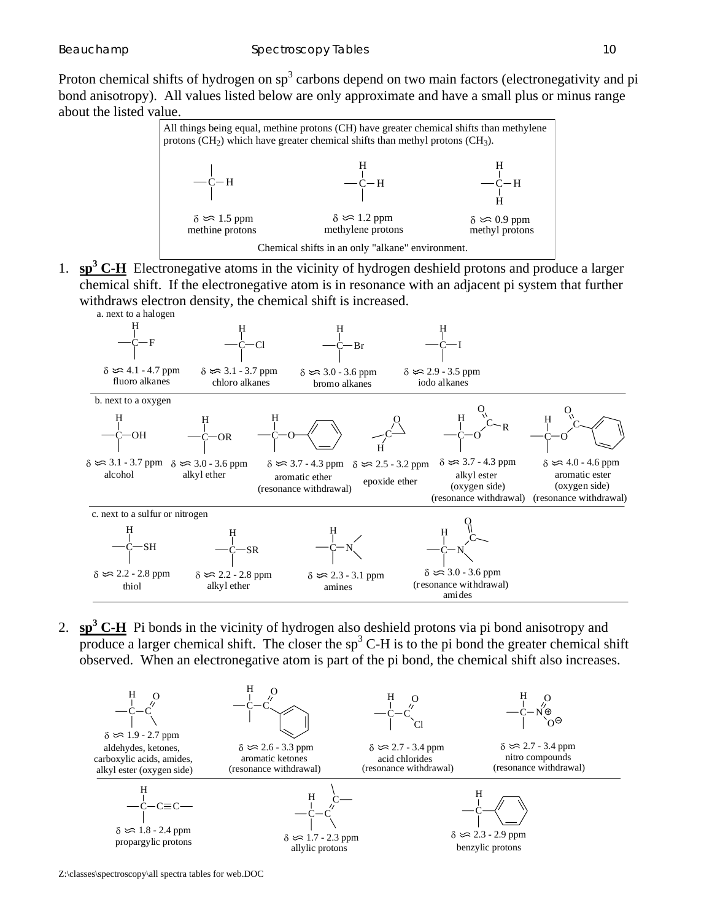Proton chemical shifts of hydrogen on $sp^3$ carbons depend on two main factors (electronegativity and pi bond anisotropy). All values listed below are only approximate and have a small plus or minus range about the listed value.

All things being equal, methine protons (CH) have greater chemical shifts than methylene protons ($CH_2$) which have greater chemical shifts than methyl protons ($CH_3$).

| methine protons | methylene protons | methyl protons |
|---|---|---|
| δ ≈ 1.5 ppm | δ ≈ 1.2 ppm | δ ≈ 0.9 ppm |

Chemical shifts in an only "alkane" environment.

1. **$sp^3$ C-H** Electronegative atoms in the vicinity of hydrogen deshield protons and produce a larger chemical shift. If the electronegative atom is in resonance with an adjacent pi system that further withdraws electron density, the chemical shift is increased.

a. next to a halogen

| C–F | C–Cl | C–Br | C–I |
|---|---|---|---|
| δ ≈ 4.1 - 4.7 ppm | δ ≈ 3.1 - 3.7 ppm | δ ≈ 3.0 - 3.6 ppm | δ ≈ 2.9 - 3.5 ppm |
| fluoro alkanes | chloro alkanes | bromo alkanes | iodo alkanes |

b. next to a oxygen

| C–OH | C–OR | C–O–Ph | epoxide | C–O–C(=O)R | C–O–C(=O)Ph |
|---|---|---|---|---|---|
| δ ≈ 3.1 - 3.7 ppm | δ ≈ 3.0 - 3.6 ppm | δ ≈ 3.7 - 4.3 ppm | δ ≈ 2.5 - 3.2 ppm | δ ≈ 3.7 - 4.3 ppm | δ ≈ 4.0 - 4.6 ppm |
| alcohol | alkyl ether | aromatic ether (resonance withdrawal) | epoxide ether | alkyl ester (oxygen side) (resonance withdrawal) | aromatic ester (oxygen side) (resonance withdrawal) |

c. next to a sulfur or nitrogen

| C–SH | C–SR | C–N | C–N–C(=O) |
|---|---|---|---|
| δ ≈ 2.2 - 2.8 ppm | δ ≈ 2.2 - 2.8 ppm | δ ≈ 2.3 - 3.1 ppm | δ ≈ 3.0 - 3.6 ppm |
| thiol | alkyl ether | amines | (resonance withdrawal) amides |

2. **$sp^3$ C-H** Pi bonds in the vicinity of hydrogen also deshield protons via pi bond anisotropy and produce a larger chemical shift. The closer the $sp^3$ C-H is to the pi bond the greater chemical shift observed. When an electronegative atom is part of the pi bond, the chemical shift also increases.

| C–C(=O) | C–C(=O)Ph | C–C(=O)Cl | C–$NO_2$ |
|---|---|---|---|
| δ ≈ 1.9 - 2.7 ppm | δ ≈ 2.6 - 3.3 ppm | δ ≈ 2.7 - 3.4 ppm | δ ≈ 2.7 - 3.4 ppm |
| aldehydes, ketones, carboxylic acids, amides, alkyl ester (oxygen side) | aromatic ketones (resonance withdrawal) | acid chlorides (resonance withdrawal) | nitro compounds (resonance withdrawal) |

| C–C≡C– | C–C=C | C–Ph |
|---|---|---|
| δ ≈ 1.8 - 2.4 ppm | δ ≈ 1.7 - 2.3 ppm | δ ≈ 2.3 - 2.9 ppm |
| propargylic protons | allylic protons | benzylic protons |

Z:\classes\spectroscopy\all spectra tables for web.DOC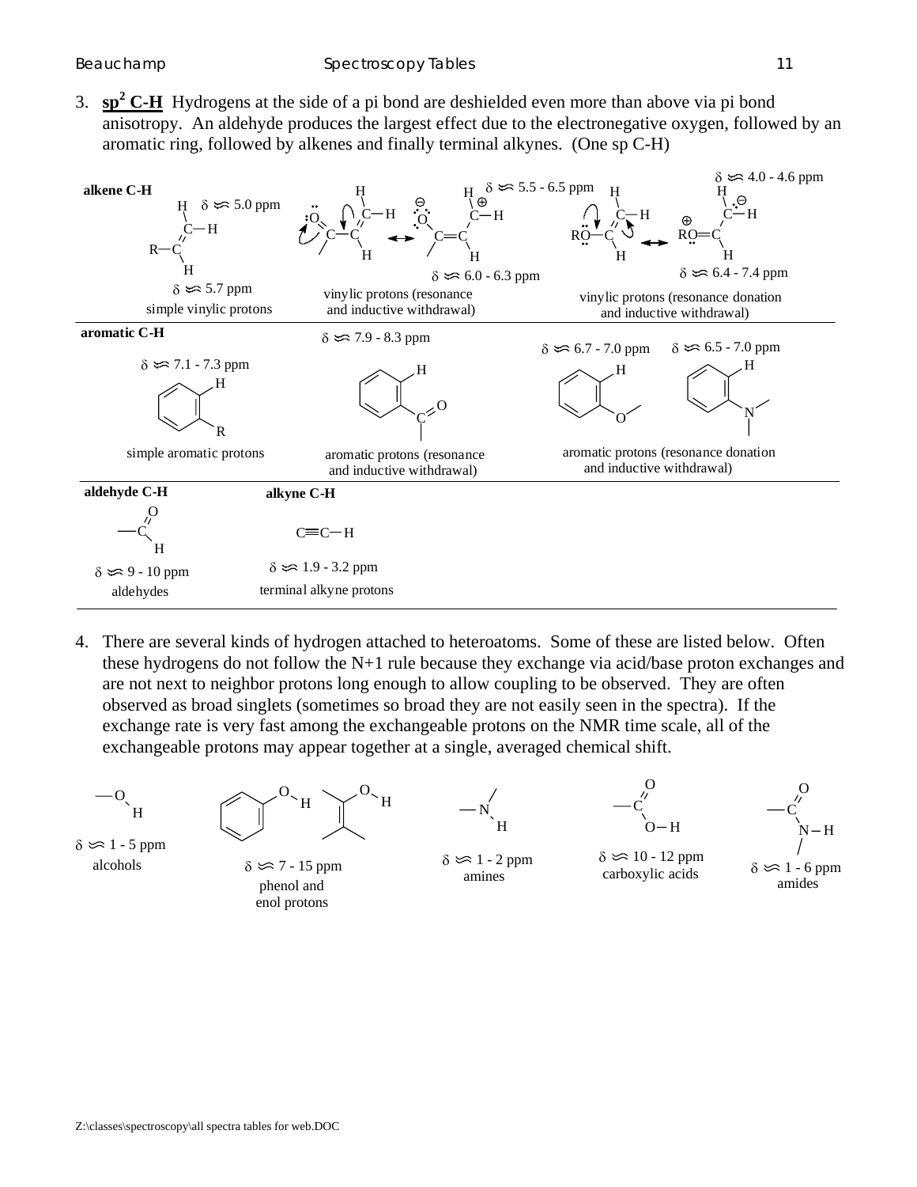3. **$sp^2$ C-H** Hydrogens at the side of a pi bond are deshielded even more than above via pi bond anisotropy. An aldehyde produces the largest effect due to the electronegative oxygen, followed by an aromatic ring, followed by alkenes and finally terminal alkynes. (One sp C-H)

**alkene C-H**

- $\delta \approx$ 5.0 ppm, $\delta \approx$ 5.7 ppm — simple vinylic protons
- $\delta \approx$ 5.5 - 6.5 ppm, $\delta \approx$ 6.0 - 6.3 ppm — vinylic protons (resonance and inductive withdrawal)
- $\delta \approx$ 4.0 - 4.6 ppm, $\delta \approx$ 6.4 - 7.4 ppm — vinylic protons (resonance donation and inductive withdrawal)

**aromatic C-H**

- $\delta \approx$ 7.1 - 7.3 ppm — simple aromatic protons
- $\delta \approx$ 7.9 - 8.3 ppm — aromatic protons (resonance and inductive withdrawal)
- $\delta \approx$ 6.7 - 7.0 ppm, $\delta \approx$ 6.5 - 7.0 ppm — aromatic protons (resonance donation and inductive withdrawal)

**aldehyde C-H**

- $\delta \approx$ 9 - 10 ppm — aldehydes

**alkyne C-H**

- C≡C−H: $\delta \approx$ 1.9 - 3.2 ppm — terminal alkyne protons

4. There are several kinds of hydrogen attached to heteroatoms. Some of these are listed below. Often these hydrogens do not follow the N+1 rule because they exchange via acid/base proton exchanges and are not next to neighbor protons long enough to allow coupling to be observed. They are often observed as broad singlets (sometimes so broad they are not easily seen in the spectra). If the exchange rate is very fast among the exchangeable protons on the NMR time scale, all of the exchangeable protons may appear together at a single, averaged chemical shift.

- $\delta \approx$ 1 - 5 ppm — alcohols
- $\delta \approx$ 7 - 15 ppm — phenol and enol protons
- $\delta \approx$ 1 - 2 ppm — amines
- $\delta \approx$ 10 - 12 ppm — carboxylic acids
- $\delta \approx$ 1 - 6 ppm — amides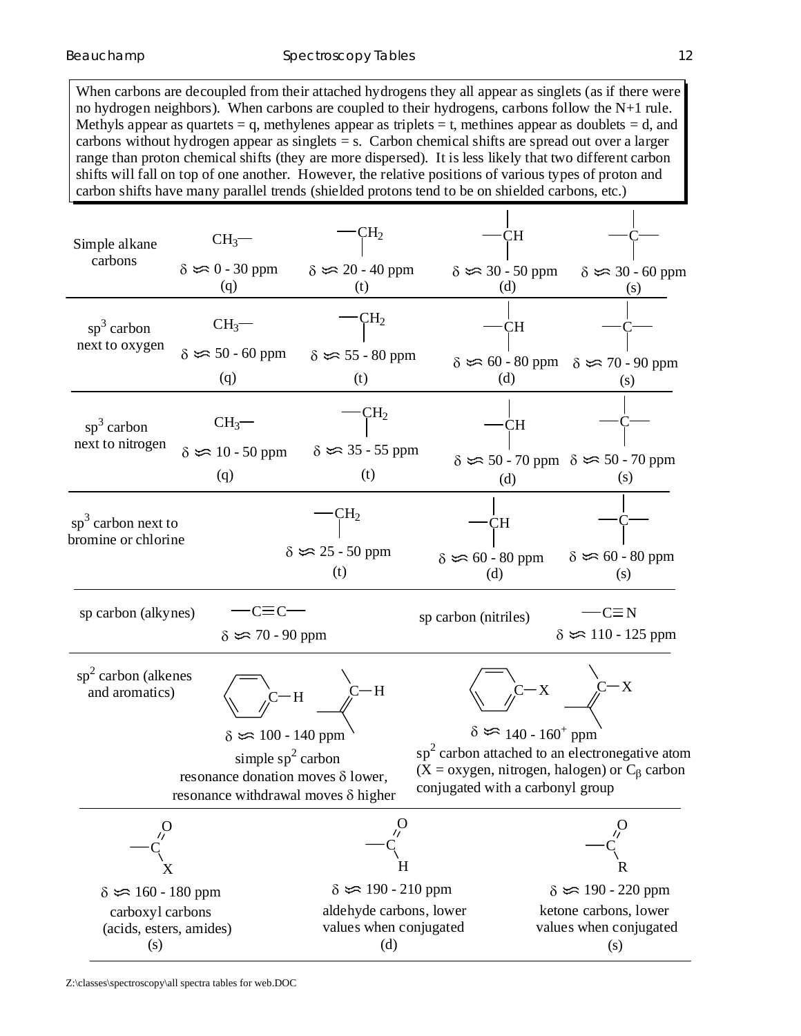When carbons are decoupled from their attached hydrogens they all appear as singlets (as if there were no hydrogen neighbors). When carbons are coupled to their hydrogens, carbons follow the N+1 rule. Methyls appear as quartets = q, methylenes appear as triplets = t, methines appear as doublets = d, and carbons without hydrogen appear as singlets = s. Carbon chemical shifts are spread out over a larger range than proton chemical shifts (they are more dispersed). It is less likely that two different carbon shifts will fall on top of one another. However, the relative positions of various types of proton and carbon shifts have many parallel trends (shielded protons tend to be on shielded carbons, etc.)

| | $CH_3$— | —$CH_2$— | —CH< | >C< |
|---|---|---|---|---|
| Simple alkane carbons | δ ≈ 0 - 30 ppm (q) | δ ≈ 20 - 40 ppm (t) | δ ≈ 30 - 50 ppm (d) | δ ≈ 30 - 60 ppm (s) |
| $sp^3$ carbon next to oxygen | δ ≈ 50 - 60 ppm (q) | δ ≈ 55 - 80 ppm (t) | δ ≈ 60 - 80 ppm (d) | δ ≈ 70 - 90 ppm (s) |
| $sp^3$ carbon next to nitrogen | δ ≈ 10 - 50 ppm (q) | δ ≈ 35 - 55 ppm (t) | δ ≈ 50 - 70 ppm (d) | δ ≈ 50 - 70 ppm (s) |
| $sp^3$ carbon next to bromine or chlorine | | δ ≈ 25 - 50 ppm (t) | δ ≈ 60 - 80 ppm (d) | δ ≈ 60 - 80 ppm (s) |

sp carbon (alkynes) —C≡C— δ ≈ 70 - 90 ppm

sp carbon (nitriles) —C≡N δ ≈ 110 - 125 ppm

$sp^2$ carbon (alkenes and aromatics)

- Aromatic C—H and alkene C—H: δ ≈ 100 - 140 ppm. Simple $sp^2$ carbon; resonance donation moves δ lower, resonance withdrawal moves δ higher
- Aromatic C—X and alkene C—X: δ ≈ 140 - 160⁺ ppm. $sp^2$ carbon attached to an electronegative atom (X = oxygen, nitrogen, halogen) or $C_\beta$ carbon conjugated with a carbonyl group

| —C(=O)X | —C(=O)H | —C(=O)R |
|---|---|---|
| δ ≈ 160 - 180 ppm | δ ≈ 190 - 210 ppm | δ ≈ 190 - 220 ppm |
| carboxyl carbons (acids, esters, amides) (s) | aldehyde carbons, lower values when conjugated (d) | ketone carbons, lower values when conjugated (s) |

Z:\classes\spectroscopy\all spectra tables for web.DOC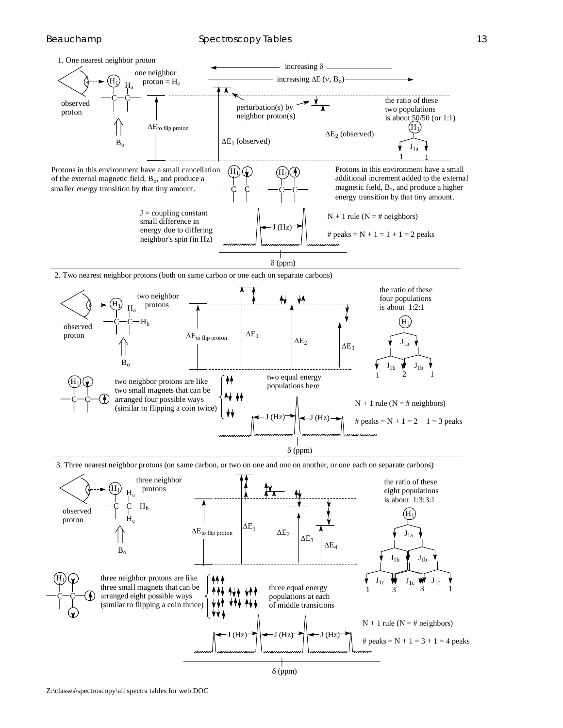1. One nearest neighbor proton

one neighbor proton = $H_a$

observed proton

$B_o$

increasing δ

increasing ΔE (ν, $B_o$)

$\Delta E_{\text{to flip proton}}$

perturbation(s) by neighbor proton(s)

$\Delta E_1$ (observed)

$\Delta E_2$ (observed)

the ratio of these two populations is about 50/50 (or 1:1)

$J_{1a}$

1 1

Protons in this environment have a small cancellation of the external magnetic field, $B_o$, and produce a smaller energy transition by that tiny amount.

Protons in this environment have a small additional increment added to the external magnetic field, $B_o$, and produce a higher energy transition by that tiny amount.

J = coupling constant small difference in energy due to differing neighbor's spin (in Hz)

J (Hz)

N + 1 rule (N = # neighbors)

# peaks = N + 1 = 1 + 1 = 2 peaks

δ (ppm)

2. Two nearest neighbor protons (both on same carbon or one each on separate carbons)

two neighbor protons

observed proton

$B_o$

$\Delta E_{\text{to flip proton}}$

$\Delta E_1$

$\Delta E_2$

$\Delta E_3$

the ratio of these four populations is about 1:2:1

$J_{1a}$

$J_{1b}$ $J_{1b}$

1 2 1

two neighbor protons are like two small magnets that can be arranged four possible ways (similar to flipping a coin twice)

two equal energy populations here

J (Hz) J (Hz)

N + 1 rule (N = # neighbors)

# peaks = N + 1 = 2 + 1 = 3 peaks

δ (ppm)

3. Three nearest neighbor protons (on same carbon, or two on one and one on another, or one each on separate carbons)

three neighbor protons

observed proton

$B_o$

$\Delta E_{\text{to flip proton}}$

$\Delta E_1$

$\Delta E_2$

$\Delta E_3$

$\Delta E_4$

the ratio of these eight populations is about 1:3:3:1

$J_{1a}$

$J_{1b}$ $J_{1b}$

$J_{1c}$ $J_{1c}$ $J_{1c}$

1 3 3 1

three neighbor protons are like three small magnets that can be arranged eight possible ways (similar to flipping a coin thrice)

three equal energy populations at each of middle transitions

J (Hz) J (Hz) J (Hz)

N + 1 rule (N = # neighbors)

# peaks = N + 1 = 3 + 1 = 4 peaks

δ (ppm)

Z:\classes\spectroscopy\all spectra tables for web.DOC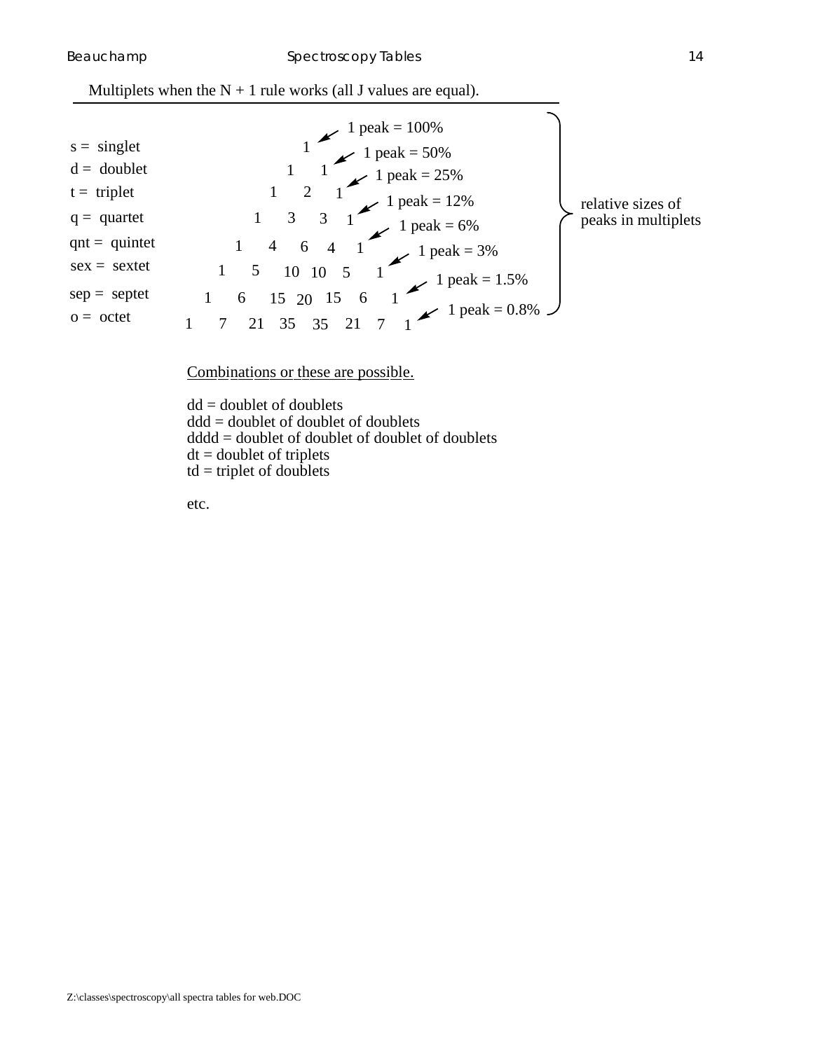Multiplets when the N + 1 rule works (all J values are equal).

| Multiplet | Relative sizes of peaks in multiplets | Size of 1 peak |
|---|---|---|
| s = singlet | 1 | 1 peak = 100% |
| d = doublet | 1 1 | 1 peak = 50% |
| t = triplet | 1 2 1 | 1 peak = 25% |
| q = quartet | 1 3 3 1 | 1 peak = 12% |
| qnt = quintet | 1 4 6 4 1 | 1 peak = 6% |
| sex = sextet | 1 5 10 10 5 1 | 1 peak = 3% |
| sep = septet | 1 6 15 20 15 6 1 | 1 peak = 1.5% |
| o = octet | 1 7 21 35 35 21 7 1 | 1 peak = 0.8% |

Combinations or these are possible.

dd = doublet of doublets  
ddd = doublet of doublet of doublets  
dddd = doublet of doublet of doublet of doublets  
dt = doublet of triplets  
td = triplet of doublets

etc.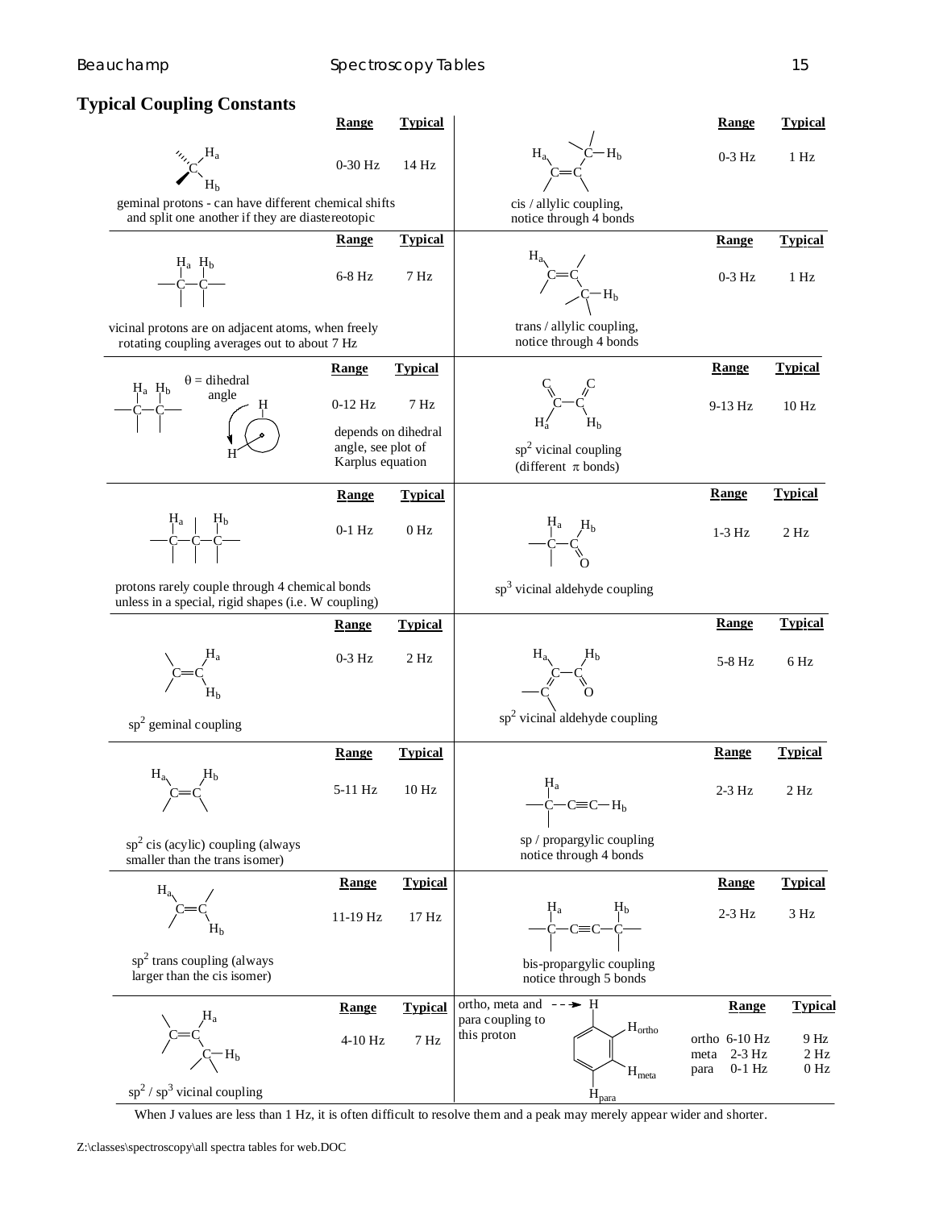## Typical Coupling Constants

| Coupling | Range | Typical |
|---|---|---|
| geminal protons - can have different chemical shifts and split one another if they are diastereotopic | 0-30 Hz | 14 Hz |
| vicinal protons are on adjacent atoms, when freely rotating coupling averages out to about 7 Hz | 6-8 Hz | 7 Hz |
| $\theta$ = dihedral angle; depends on dihedral angle, see plot of Karplus equation | 0-12 Hz | 7 Hz |
| protons rarely couple through 4 chemical bonds unless in a special, rigid shapes (i.e. W coupling) | 0-1 Hz | 0 Hz |
| $sp^2$ geminal coupling | 0-3 Hz | 2 Hz |
| $sp^2$ cis (acylic) coupling (always smaller than the trans isomer) | 5-11 Hz | 10 Hz |
| $sp^2$ trans coupling (always larger than the cis isomer) | 11-19 Hz | 17 Hz |
| $sp^2$ / $sp^3$ vicinal coupling | 4-10 Hz | 7 Hz |
| cis / allylic coupling, notice through 4 bonds | 0-3 Hz | 1 Hz |
| trans / allylic coupling, notice through 4 bonds | 0-3 Hz | 1 Hz |
| $sp^2$ vicinal coupling (different $\pi$ bonds) | 9-13 Hz | 10 Hz |
| $sp^3$ vicinal aldehyde coupling | 1-3 Hz | 2 Hz |
| $sp^2$ vicinal aldehyde coupling | 5-8 Hz | 6 Hz |
| sp / propargylic coupling notice through 4 bonds | 2-3 Hz | 2 Hz |
| bis-propargylic coupling notice through 5 bonds | 2-3 Hz | 3 Hz |
| ortho, meta and para coupling to this proton: ortho | 6-10 Hz | 9 Hz |
| meta | 2-3 Hz | 2 Hz |
| para | 0-1 Hz | 0 Hz |

When J values are less than 1 Hz, it is often difficult to resolve them and a peak may merely appear wider and shorter.

Z:\classes\spectroscopy\all spectra tables for web.DOC